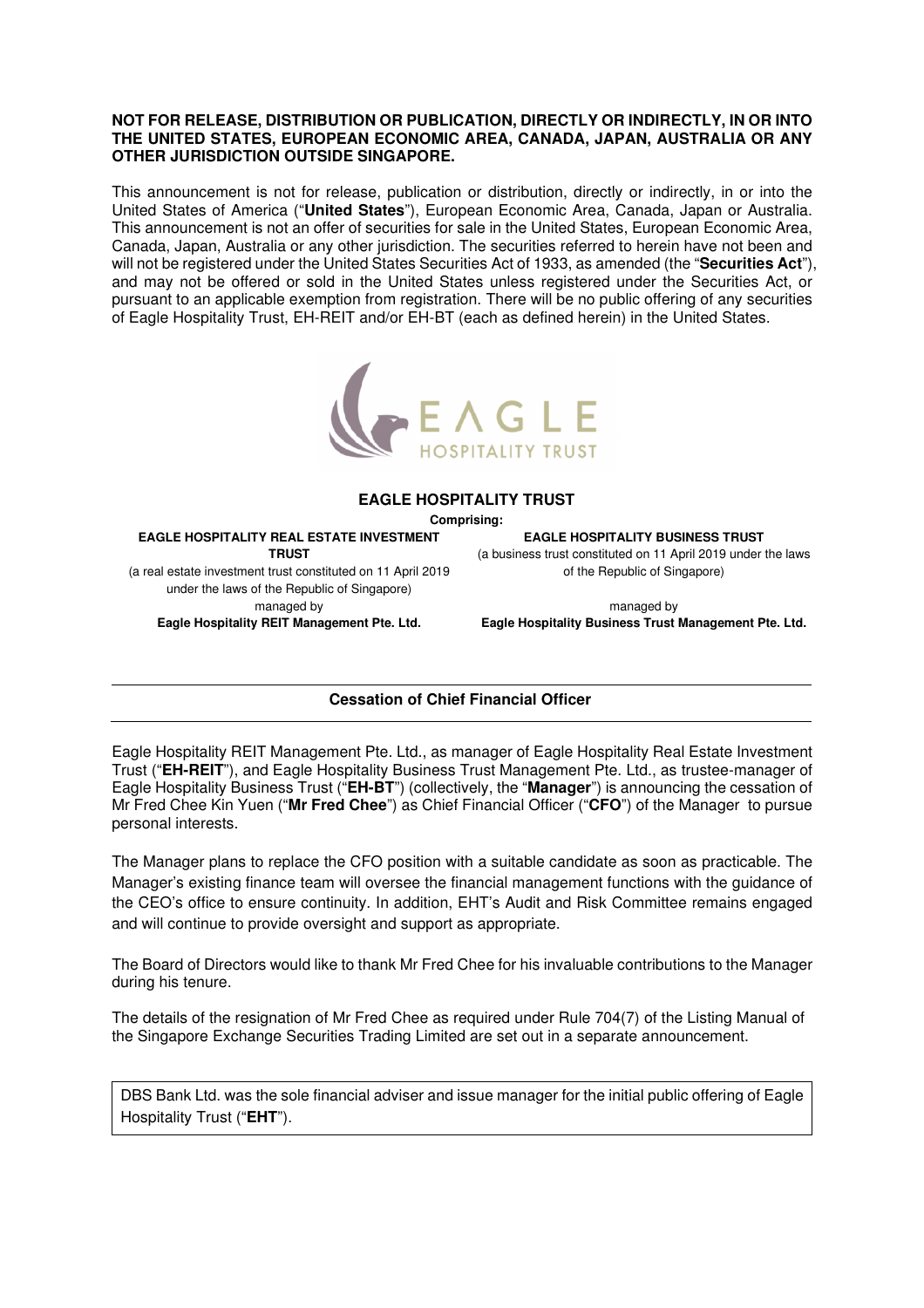**NOT FOR RELEASE, DISTRIBUTION OR PUBLICATION, DIRECTLY OR INDIRECTLY, IN OR INTO THE UNITED STATES, EUROPEAN ECONOMIC AREA, CANADA, JAPAN, AUSTRALIA OR ANY OTHER JURISDICTION OUTSIDE SINGAPORE.**

This announcement is not for release, publication or distribution, directly or indirectly, in or into the United States of America ("**United States**"), European Economic Area, Canada, Japan or Australia. This announcement is not an offer of securities for sale in the United States, European Economic Area, Canada, Japan, Australia or any other jurisdiction. The securities referred to herein have not been and will not be registered under the United States Securities Act of 1933, as amended (the "**Securities Act**"), and may not be offered or sold in the United States unless registered under the Securities Act, or pursuant to an applicable exemption from registration. There will be no public offering of any securities of Eagle Hospitality Trust, EH-REIT and/or EH-BT (each as defined herein) in the United States.

EAGLE HOSPITALITY TRUST

# EAGLE HOSPITALITY TRUST

**Comprising:**

**EAGLE HOSPITALITY REAL ESTATE INVESTMENT TRUST**
(a real estate investment trust constituted on 11 April 2019 under the laws of the Republic of Singapore)
managed by
**Eagle Hospitality REIT Management Pte. Ltd.**

**EAGLE HOSPITALITY BUSINESS TRUST**
(a business trust constituted on 11 April 2019 under the laws of the Republic of Singapore)
managed by
**Eagle Hospitality Business Trust Management Pte. Ltd.**

## Cessation of Chief Financial Officer

Eagle Hospitality REIT Management Pte. Ltd., as manager of Eagle Hospitality Real Estate Investment Trust ("**EH-REIT**"), and Eagle Hospitality Business Trust Management Pte. Ltd., as trustee-manager of Eagle Hospitality Business Trust ("**EH-BT**") (collectively, the "**Manager**") is announcing the cessation of Mr Fred Chee Kin Yuen ("**Mr Fred Chee**") as Chief Financial Officer ("**CFO**") of the Manager to pursue personal interests.

The Manager plans to replace the CFO position with a suitable candidate as soon as practicable. The Manager's existing finance team will oversee the financial management functions with the guidance of the CEO's office to ensure continuity. In addition, EHT's Audit and Risk Committee remains engaged and will continue to provide oversight and support as appropriate.

The Board of Directors would like to thank Mr Fred Chee for his invaluable contributions to the Manager during his tenure.

The details of the resignation of Mr Fred Chee as required under Rule 704(7) of the Listing Manual of the Singapore Exchange Securities Trading Limited are set out in a separate announcement.

DBS Bank Ltd. was the sole financial adviser and issue manager for the initial public offering of Eagle Hospitality Trust ("**EHT**").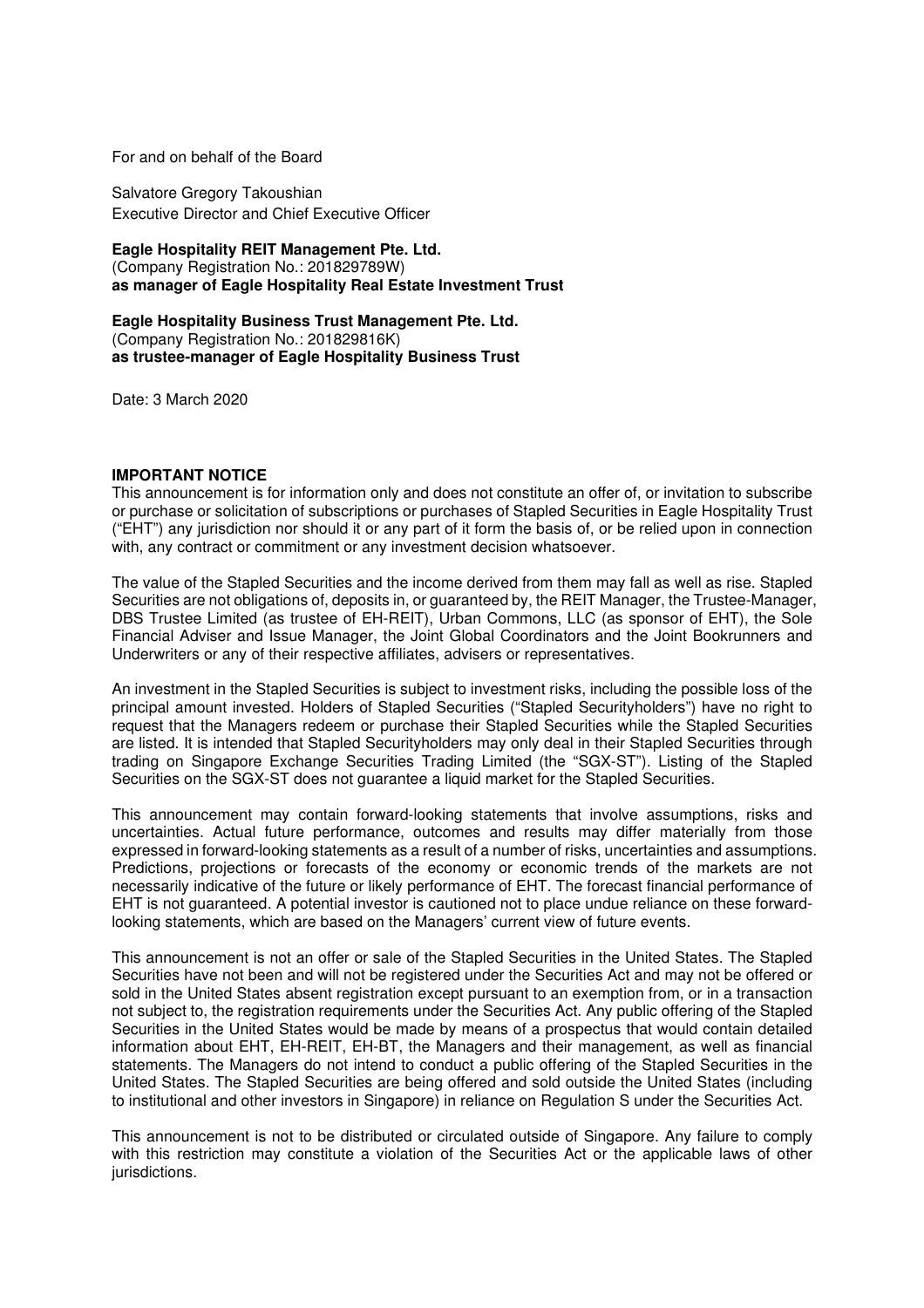For and on behalf of the Board

Salvatore Gregory Takoushian
Executive Director and Chief Executive Officer

**Eagle Hospitality REIT Management Pte. Ltd.**
(Company Registration No.: 201829789W)
**as manager of Eagle Hospitality Real Estate Investment Trust**

**Eagle Hospitality Business Trust Management Pte. Ltd.**
(Company Registration No.: 201829816K)
**as trustee-manager of Eagle Hospitality Business Trust**

Date: 3 March 2020

**IMPORTANT NOTICE**

This announcement is for information only and does not constitute an offer of, or invitation to subscribe or purchase or solicitation of subscriptions or purchases of Stapled Securities in Eagle Hospitality Trust ("EHT") any jurisdiction nor should it or any part of it form the basis of, or be relied upon in connection with, any contract or commitment or any investment decision whatsoever.

The value of the Stapled Securities and the income derived from them may fall as well as rise. Stapled Securities are not obligations of, deposits in, or guaranteed by, the REIT Manager, the Trustee-Manager, DBS Trustee Limited (as trustee of EH-REIT), Urban Commons, LLC (as sponsor of EHT), the Sole Financial Adviser and Issue Manager, the Joint Global Coordinators and the Joint Bookrunners and Underwriters or any of their respective affiliates, advisers or representatives.

An investment in the Stapled Securities is subject to investment risks, including the possible loss of the principal amount invested. Holders of Stapled Securities ("Stapled Securityholders") have no right to request that the Managers redeem or purchase their Stapled Securities while the Stapled Securities are listed. It is intended that Stapled Securityholders may only deal in their Stapled Securities through trading on Singapore Exchange Securities Trading Limited (the "SGX-ST"). Listing of the Stapled Securities on the SGX-ST does not guarantee a liquid market for the Stapled Securities.

This announcement may contain forward-looking statements that involve assumptions, risks and uncertainties. Actual future performance, outcomes and results may differ materially from those expressed in forward-looking statements as a result of a number of risks, uncertainties and assumptions. Predictions, projections or forecasts of the economy or economic trends of the markets are not necessarily indicative of the future or likely performance of EHT. The forecast financial performance of EHT is not guaranteed. A potential investor is cautioned not to place undue reliance on these forward-looking statements, which are based on the Managers' current view of future events.

This announcement is not an offer or sale of the Stapled Securities in the United States. The Stapled Securities have not been and will not be registered under the Securities Act and may not be offered or sold in the United States absent registration except pursuant to an exemption from, or in a transaction not subject to, the registration requirements under the Securities Act. Any public offering of the Stapled Securities in the United States would be made by means of a prospectus that would contain detailed information about EHT, EH-REIT, EH-BT, the Managers and their management, as well as financial statements. The Managers do not intend to conduct a public offering of the Stapled Securities in the United States. The Stapled Securities are being offered and sold outside the United States (including to institutional and other investors in Singapore) in reliance on Regulation S under the Securities Act.

This announcement is not to be distributed or circulated outside of Singapore. Any failure to comply with this restriction may constitute a violation of the Securities Act or the applicable laws of other jurisdictions.